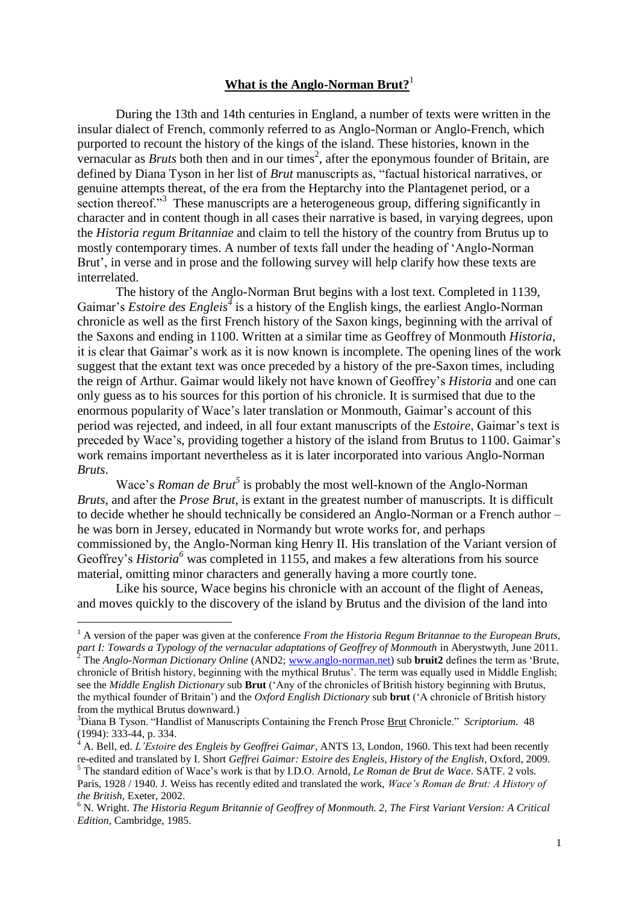# **What is the Anglo-Norman Brut?**[1]

During the 13th and 14th centuries in England, a number of texts were written in the insular dialect of French, commonly referred to as Anglo-Norman or Anglo-French, which purported to recount the history of the kings of the island. These histories, known in the vernacular as *Bruts* both then and in our times[2], after the eponymous founder of Britain, are defined by Diana Tyson in her list of *Brut* manuscripts as, "factual historical narratives, or genuine attempts thereat, of the era from the Heptarchy into the Plantagenet period, or a section thereof."[3] These manuscripts are a heterogeneous group, differing significantly in character and in content though in all cases their narrative is based, in varying degrees, upon the *Historia regum Britanniae* and claim to tell the history of the country from Brutus up to mostly contemporary times. A number of texts fall under the heading of 'Anglo-Norman Brut', in verse and in prose and the following survey will help clarify how these texts are interrelated.

The history of the Anglo-Norman Brut begins with a lost text. Completed in 1139, Gaimar's *Estoire des Engleis*[4] is a history of the English kings, the earliest Anglo-Norman chronicle as well as the first French history of the Saxon kings, beginning with the arrival of the Saxons and ending in 1100. Written at a similar time as Geoffrey of Monmouth *Historia*, it is clear that Gaimar's work as it is now known is incomplete. The opening lines of the work suggest that the extant text was once preceded by a history of the pre-Saxon times, including the reign of Arthur. Gaimar would likely not have known of Geoffrey's *Historia* and one can only guess as to his sources for this portion of his chronicle. It is surmised that due to the enormous popularity of Wace's later translation or Monmouth, Gaimar's account of this period was rejected, and indeed, in all four extant manuscripts of the *Estoire*, Gaimar's text is preceded by Wace's, providing together a history of the island from Brutus to 1100. Gaimar's work remains important nevertheless as it is later incorporated into various Anglo-Norman *Bruts*.

Wace's *Roman de Brut*[5] is probably the most well-known of the Anglo-Norman *Bruts*, and after the *Prose Brut*, is extant in the greatest number of manuscripts. It is difficult to decide whether he should technically be considered an Anglo-Norman or a French author – he was born in Jersey, educated in Normandy but wrote works for, and perhaps commissioned by, the Anglo-Norman king Henry II. His translation of the Variant version of Geoffrey's *Historia*[6] was completed in 1155, and makes a few alterations from his source material, omitting minor characters and generally having a more courtly tone.

Like his source, Wace begins his chronicle with an account of the flight of Aeneas, and moves quickly to the discovery of the island by Brutus and the division of the land into

---

[1] A version of the paper was given at the conference *From the Historia Regum Britannae to the European Bruts, part I: Towards a Typology of the vernacular adaptations of Geoffrey of Monmouth* in Aberystwyth, June 2011.

[2] The *Anglo-Norman Dictionary Online* (AND2; www.anglo-norman.net) sub **bruit2** defines the term as 'Brute, chronicle of British history, beginning with the mythical Brutus'. The term was equally used in Middle English; see the *Middle English Dictionary* sub **Brut** ('Any of the chronicles of British history beginning with Brutus, the mythical founder of Britain') and the *Oxford English Dictionary* sub **brut** ('A chronicle of British history from the mythical Brutus downward.)

[3] Diana B Tyson. "Handlist of Manuscripts Containing the French Prose Brut Chronicle." *Scriptorium*. 48 (1994): 333-44, p. 334.

[4] A. Bell, ed. *L'Estoire des Engleis by Geoffrei Gaimar*, ANTS 13, London, 1960. This text had been recently re-edited and translated by I. Short *Geffrei Gaimar: Estoire des Engleis, History of the English*, Oxford, 2009.

[5] The standard edition of Wace's work is that by I.D.O. Arnold, *Le Roman de Brut de Wace*. SATF. 2 vols. Paris, 1928 / 1940. J. Weiss has recently edited and translated the work, *Wace's Roman de Brut: A History of the British*, Exeter, 2002.

[6] N. Wright. *The Historia Regum Britannie of Geoffrey of Monmouth. 2, The First Variant Version: A Critical Edition*, Cambridge, 1985.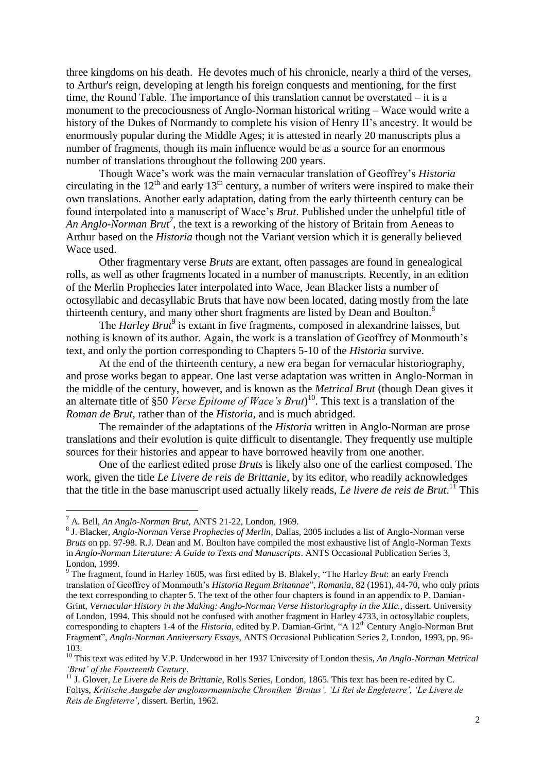three kingdoms on his death. He devotes much of his chronicle, nearly a third of the verses, to Arthur's reign, developing at length his foreign conquests and mentioning, for the first time, the Round Table. The importance of this translation cannot be overstated – it is a monument to the precociousness of Anglo-Norman historical writing – Wace would write a history of the Dukes of Normandy to complete his vision of Henry II's ancestry. It would be enormously popular during the Middle Ages; it is attested in nearly 20 manuscripts plus a number of fragments, though its main influence would be as a source for an enormous number of translations throughout the following 200 years.

Though Wace's work was the main vernacular translation of Geoffrey's *Historia* circulating in the 12th and early 13th century, a number of writers were inspired to make their own translations. Another early adaptation, dating from the early thirteenth century can be found interpolated into a manuscript of Wace's *Brut*. Published under the unhelpful title of *An Anglo-Norman Brut*[7], the text is a reworking of the history of Britain from Aeneas to Arthur based on the *Historia* though not the Variant version which it is generally believed Wace used.

Other fragmentary verse *Bruts* are extant, often passages are found in genealogical rolls, as well as other fragments located in a number of manuscripts. Recently, in an edition of the Merlin Prophecies later interpolated into Wace, Jean Blacker lists a number of octosyllabic and decasyllabic Bruts that have now been located, dating mostly from the late thirteenth century, and many other short fragments are listed by Dean and Boulton.[8]

The *Harley Brut*[9] is extant in five fragments, composed in alexandrine laisses, but nothing is known of its author. Again, the work is a translation of Geoffrey of Monmouth's text, and only the portion corresponding to Chapters 5-10 of the *Historia* survive.

At the end of the thirteenth century, a new era began for vernacular historiography, and prose works began to appear. One last verse adaptation was written in Anglo-Norman in the middle of the century, however, and is known as the *Metrical Brut* (though Dean gives it an alternate title of §50 *Verse Epitome of Wace's Brut*)[10]. This text is a translation of the *Roman de Brut*, rather than of the *Historia*, and is much abridged.

The remainder of the adaptations of the *Historia* written in Anglo-Norman are prose translations and their evolution is quite difficult to disentangle. They frequently use multiple sources for their histories and appear to have borrowed heavily from one another.

One of the earliest edited prose *Bruts* is likely also one of the earliest composed. The work, given the title *Le Livere de reis de Brittanie*, by its editor, who readily acknowledges that the title in the base manuscript used actually likely reads, *Le livere de reis de Brut*.[11] This

---

[7] A. Bell, *An Anglo-Norman Brut*, ANTS 21-22, London, 1969.

[8] J. Blacker, *Anglo-Norman Verse Prophecies of Merlin*, Dallas, 2005 includes a list of Anglo-Norman verse *Bruts* on pp. 97-98. R.J. Dean and M. Boulton have compiled the most exhaustive list of Anglo-Norman Texts in *Anglo-Norman Literature: A Guide to Texts and Manuscripts*. ANTS Occasional Publication Series 3, London, 1999.

[9] The fragment, found in Harley 1605, was first edited by B. Blakely, "The Harley *Brut*: an early French translation of Geoffrey of Monmouth's *Historia Regum Britannae*", *Romania*, 82 (1961), 44-70, who only prints the text corresponding to chapter 5. The text of the other four chapters is found in an appendix to P. Damian-Grint, *Vernacular History in the Making: Anglo-Norman Verse Historiography in the XIIc.*, dissert. University of London, 1994. This should not be confused with another fragment in Harley 4733, in octosyllabic couplets, corresponding to chapters 1-4 of the *Historia*, edited by P. Damian-Grint, "A 12th Century Anglo-Norman Brut Fragment", *Anglo-Norman Anniversary Essays*, ANTS Occasional Publication Series 2, London, 1993, pp. 96-103.

[10] This text was edited by V.P. Underwood in her 1937 University of London thesis, *An Anglo-Norman Metrical 'Brut' of the Fourteenth Century*.

[11] J. Glover, *Le Livere de Reis de Brittanie*, Rolls Series, London, 1865. This text has been re-edited by C. Foltys, *Kritische Ausgabe der anglonormannische Chroniken 'Brutus', 'Li Rei de Engleterre', 'Le Livere de Reis de Engleterre'*, dissert. Berlin, 1962.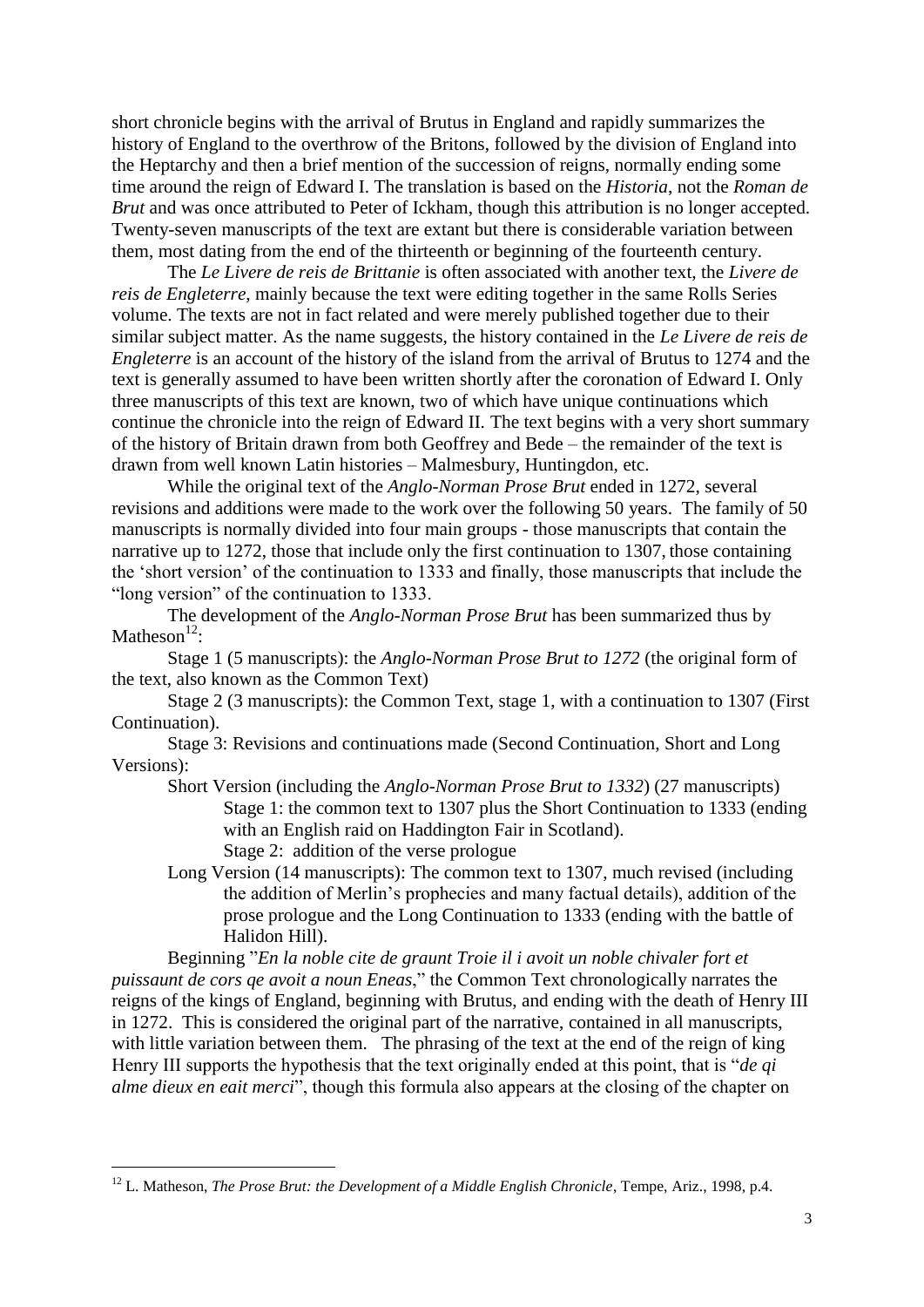short chronicle begins with the arrival of Brutus in England and rapidly summarizes the history of England to the overthrow of the Britons, followed by the division of England into the Heptarchy and then a brief mention of the succession of reigns, normally ending some time around the reign of Edward I. The translation is based on the *Historia*, not the *Roman de Brut* and was once attributed to Peter of Ickham, though this attribution is no longer accepted. Twenty-seven manuscripts of the text are extant but there is considerable variation between them, most dating from the end of the thirteenth or beginning of the fourteenth century.

The *Le Livere de reis de Brittanie* is often associated with another text, the *Livere de reis de Engleterre*, mainly because the text were editing together in the same Rolls Series volume. The texts are not in fact related and were merely published together due to their similar subject matter. As the name suggests, the history contained in the *Le Livere de reis de Engleterre* is an account of the history of the island from the arrival of Brutus to 1274 and the text is generally assumed to have been written shortly after the coronation of Edward I. Only three manuscripts of this text are known, two of which have unique continuations which continue the chronicle into the reign of Edward II. The text begins with a very short summary of the history of Britain drawn from both Geoffrey and Bede – the remainder of the text is drawn from well known Latin histories – Malmesbury, Huntingdon, etc.

While the original text of the *Anglo-Norman Prose Brut* ended in 1272, several revisions and additions were made to the work over the following 50 years. The family of 50 manuscripts is normally divided into four main groups - those manuscripts that contain the narrative up to 1272, those that include only the first continuation to 1307, those containing the 'short version' of the continuation to 1333 and finally, those manuscripts that include the "long version" of the continuation to 1333.

The development of the *Anglo-Norman Prose Brut* has been summarized thus by Matheson[12]:

Stage 1 (5 manuscripts): the *Anglo-Norman Prose Brut to 1272* (the original form of the text, also known as the Common Text)

Stage 2 (3 manuscripts): the Common Text, stage 1, with a continuation to 1307 (First Continuation).

Stage 3: Revisions and continuations made (Second Continuation, Short and Long Versions):

- Short Version (including the *Anglo-Norman Prose Brut to 1332*) (27 manuscripts)
  - Stage 1: the common text to 1307 plus the Short Continuation to 1333 (ending with an English raid on Haddington Fair in Scotland).
  - Stage 2: addition of the verse prologue
- Long Version (14 manuscripts): The common text to 1307, much revised (including the addition of Merlin's prophecies and many factual details), addition of the prose prologue and the Long Continuation to 1333 (ending with the battle of Halidon Hill).

Beginning "*En la noble cite de graunt Troie il i avoit un noble chivaler fort et puissaunt de cors qe avoit a noun Eneas*," the Common Text chronologically narrates the reigns of the kings of England, beginning with Brutus, and ending with the death of Henry III in 1272. This is considered the original part of the narrative, contained in all manuscripts, with little variation between them. The phrasing of the text at the end of the reign of king Henry III supports the hypothesis that the text originally ended at this point, that is "*de qi alme dieux en eait merci*", though this formula also appears at the closing of the chapter on

---

[12] L. Matheson, *The Prose Brut: the Development of a Middle English Chronicle*, Tempe, Ariz., 1998, p.4.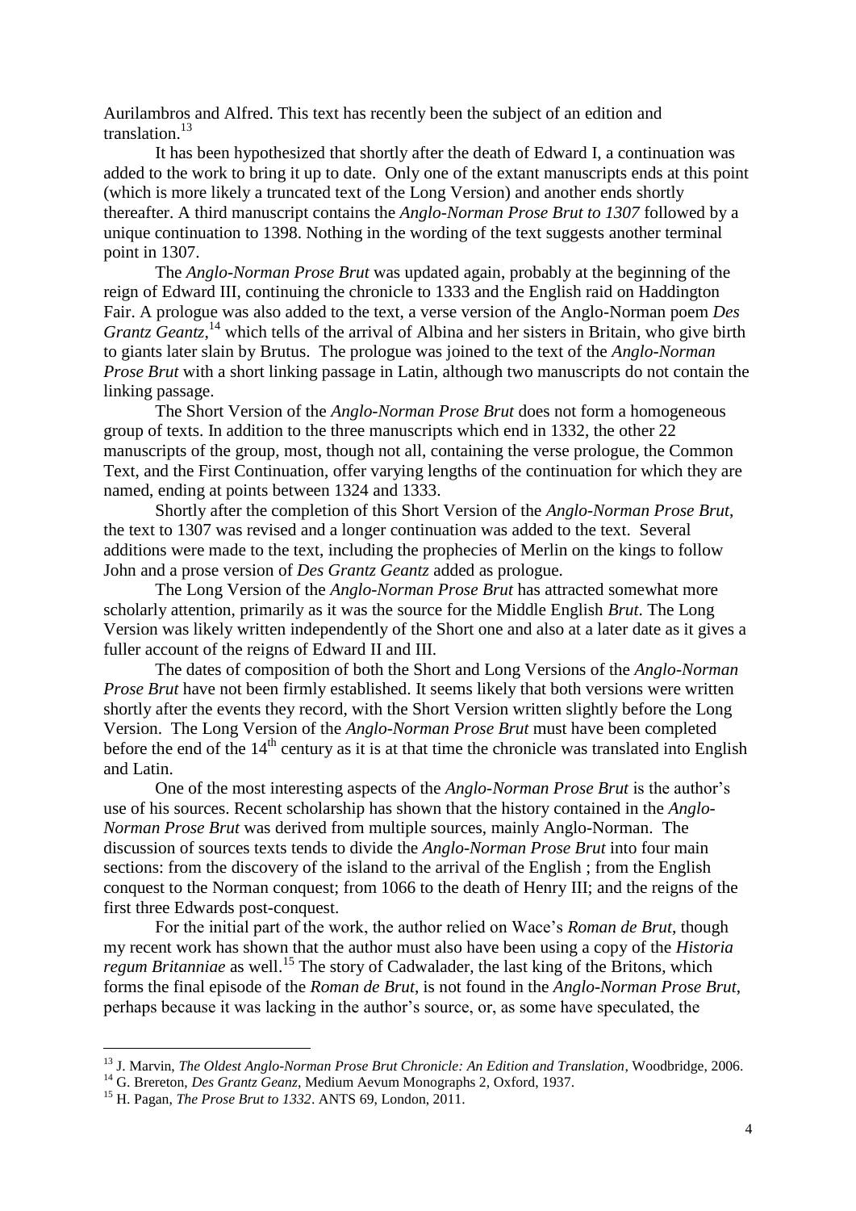Aurilambros and Alfred. This text has recently been the subject of an edition and translation.[13]

It has been hypothesized that shortly after the death of Edward I, a continuation was added to the work to bring it up to date. Only one of the extant manuscripts ends at this point (which is more likely a truncated text of the Long Version) and another ends shortly thereafter. A third manuscript contains the *Anglo-Norman Prose Brut to 1307* followed by a unique continuation to 1398. Nothing in the wording of the text suggests another terminal point in 1307.

The *Anglo-Norman Prose Brut* was updated again, probably at the beginning of the reign of Edward III, continuing the chronicle to 1333 and the English raid on Haddington Fair. A prologue was also added to the text, a verse version of the Anglo-Norman poem *Des Grantz Geantz*,[14] which tells of the arrival of Albina and her sisters in Britain, who give birth to giants later slain by Brutus. The prologue was joined to the text of the *Anglo-Norman Prose Brut* with a short linking passage in Latin, although two manuscripts do not contain the linking passage.

The Short Version of the *Anglo-Norman Prose Brut* does not form a homogeneous group of texts. In addition to the three manuscripts which end in 1332, the other 22 manuscripts of the group, most, though not all, containing the verse prologue, the Common Text, and the First Continuation, offer varying lengths of the continuation for which they are named, ending at points between 1324 and 1333.

Shortly after the completion of this Short Version of the *Anglo-Norman Prose Brut*, the text to 1307 was revised and a longer continuation was added to the text. Several additions were made to the text, including the prophecies of Merlin on the kings to follow John and a prose version of *Des Grantz Geantz* added as prologue.

The Long Version of the *Anglo-Norman Prose Brut* has attracted somewhat more scholarly attention, primarily as it was the source for the Middle English *Brut*. The Long Version was likely written independently of the Short one and also at a later date as it gives a fuller account of the reigns of Edward II and III.

The dates of composition of both the Short and Long Versions of the *Anglo-Norman Prose Brut* have not been firmly established. It seems likely that both versions were written shortly after the events they record, with the Short Version written slightly before the Long Version. The Long Version of the *Anglo-Norman Prose Brut* must have been completed before the end of the 14th century as it is at that time the chronicle was translated into English and Latin.

One of the most interesting aspects of the *Anglo-Norman Prose Brut* is the author's use of his sources. Recent scholarship has shown that the history contained in the *Anglo-Norman Prose Brut* was derived from multiple sources, mainly Anglo-Norman. The discussion of sources texts tends to divide the *Anglo-Norman Prose Brut* into four main sections: from the discovery of the island to the arrival of the English ; from the English conquest to the Norman conquest; from 1066 to the death of Henry III; and the reigns of the first three Edwards post-conquest.

For the initial part of the work, the author relied on Wace's *Roman de Brut*, though my recent work has shown that the author must also have been using a copy of the *Historia regum Britanniae* as well.[15] The story of Cadwalader, the last king of the Britons, which forms the final episode of the *Roman de Brut*, is not found in the *Anglo-Norman Prose Brut*, perhaps because it was lacking in the author's source, or, as some have speculated, the

---

[13] J. Marvin, *The Oldest Anglo-Norman Prose Brut Chronicle: An Edition and Translation*, Woodbridge, 2006.

[14] G. Brereton, *Des Grantz Geanz*, Medium Aevum Monographs 2, Oxford, 1937.

[15] H. Pagan, *The Prose Brut to 1332*. ANTS 69, London, 2011.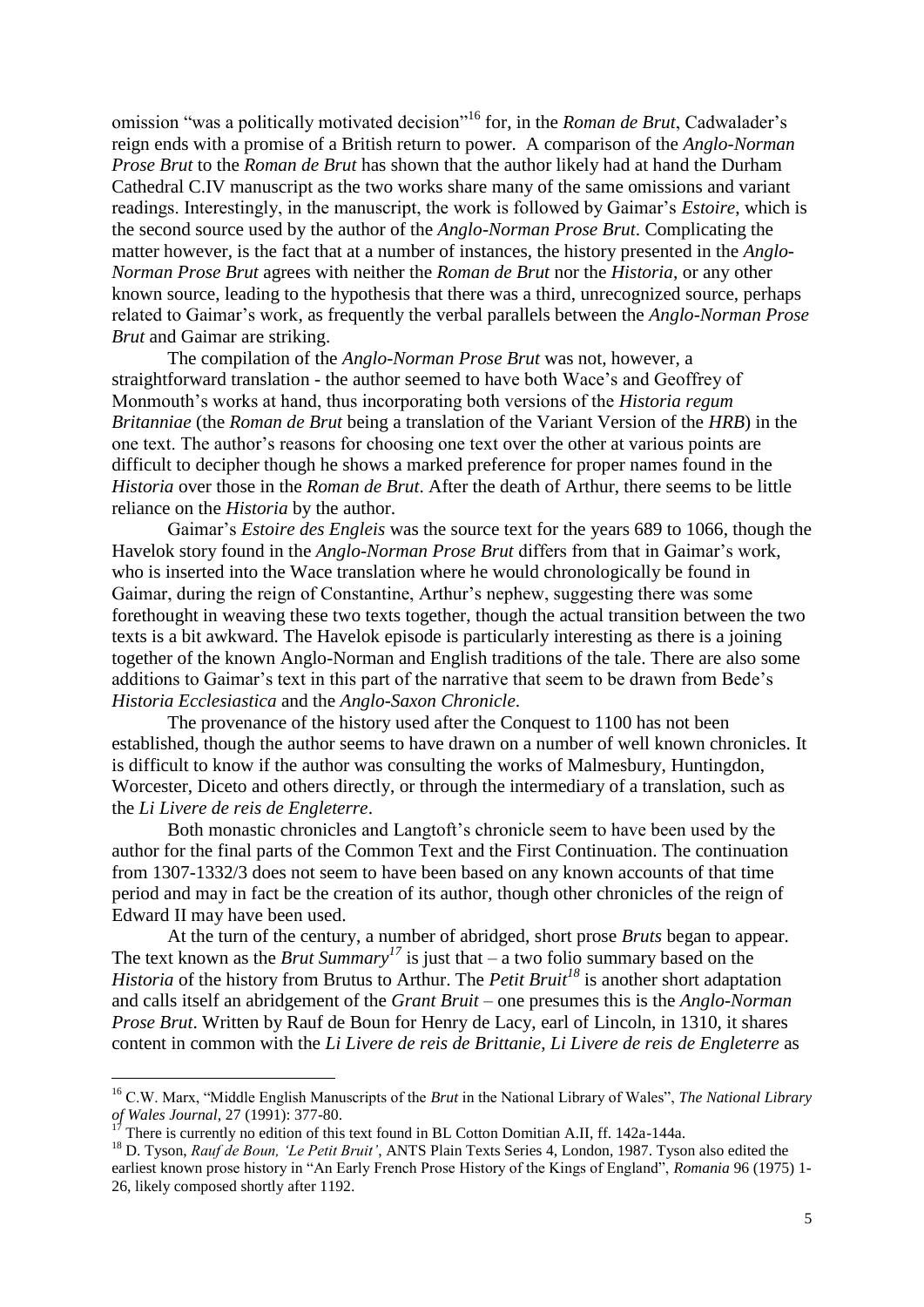omission "was a politically motivated decision"[16] for, in the *Roman de Brut*, Cadwalader's reign ends with a promise of a British return to power. A comparison of the *Anglo-Norman Prose Brut* to the *Roman de Brut* has shown that the author likely had at hand the Durham Cathedral C.IV manuscript as the two works share many of the same omissions and variant readings. Interestingly, in the manuscript, the work is followed by Gaimar's *Estoire*, which is the second source used by the author of the *Anglo-Norman Prose Brut*. Complicating the matter however, is the fact that at a number of instances, the history presented in the *Anglo-Norman Prose Brut* agrees with neither the *Roman de Brut* nor the *Historia*, or any other known source, leading to the hypothesis that there was a third, unrecognized source, perhaps related to Gaimar's work, as frequently the verbal parallels between the *Anglo-Norman Prose Brut* and Gaimar are striking.

The compilation of the *Anglo-Norman Prose Brut* was not, however, a straightforward translation - the author seemed to have both Wace's and Geoffrey of Monmouth's works at hand, thus incorporating both versions of the *Historia regum Britanniae* (the *Roman de Brut* being a translation of the Variant Version of the *HRB*) in the one text. The author's reasons for choosing one text over the other at various points are difficult to decipher though he shows a marked preference for proper names found in the *Historia* over those in the *Roman de Brut*. After the death of Arthur, there seems to be little reliance on the *Historia* by the author.

Gaimar's *Estoire des Engleis* was the source text for the years 689 to 1066, though the Havelok story found in the *Anglo-Norman Prose Brut* differs from that in Gaimar's work, who is inserted into the Wace translation where he would chronologically be found in Gaimar, during the reign of Constantine, Arthur's nephew, suggesting there was some forethought in weaving these two texts together, though the actual transition between the two texts is a bit awkward. The Havelok episode is particularly interesting as there is a joining together of the known Anglo-Norman and English traditions of the tale. There are also some additions to Gaimar's text in this part of the narrative that seem to be drawn from Bede's *Historia Ecclesiastica* and the *Anglo-Saxon Chronicle*.

The provenance of the history used after the Conquest to 1100 has not been established, though the author seems to have drawn on a number of well known chronicles. It is difficult to know if the author was consulting the works of Malmesbury, Huntingdon, Worcester, Diceto and others directly, or through the intermediary of a translation, such as the *Li Livere de reis de Engleterre*.

Both monastic chronicles and Langtoft's chronicle seem to have been used by the author for the final parts of the Common Text and the First Continuation. The continuation from 1307-1332/3 does not seem to have been based on any known accounts of that time period and may in fact be the creation of its author, though other chronicles of the reign of Edward II may have been used.

At the turn of the century, a number of abridged, short prose *Bruts* began to appear. The text known as the *Brut Summary*[17] is just that – a two folio summary based on the *Historia* of the history from Brutus to Arthur. The *Petit Bruit*[18] is another short adaptation and calls itself an abridgement of the *Grant Bruit* – one presumes this is the *Anglo-Norman Prose Brut*. Written by Rauf de Boun for Henry de Lacy, earl of Lincoln, in 1310, it shares content in common with the *Li Livere de reis de Brittanie*, *Li Livere de reis de Engleterre* as

---

[16] C.W. Marx, "Middle English Manuscripts of the *Brut* in the National Library of Wales", *The National Library of Wales Journal*, 27 (1991): 377-80.

[17] There is currently no edition of this text found in BL Cotton Domitian A.II, ff. 142a-144a.

[18] D. Tyson, *Rauf de Boun, 'Le Petit Bruit'*, ANTS Plain Texts Series 4, London, 1987. Tyson also edited the earliest known prose history in "An Early French Prose History of the Kings of England", *Romania* 96 (1975) 1-26, likely composed shortly after 1192.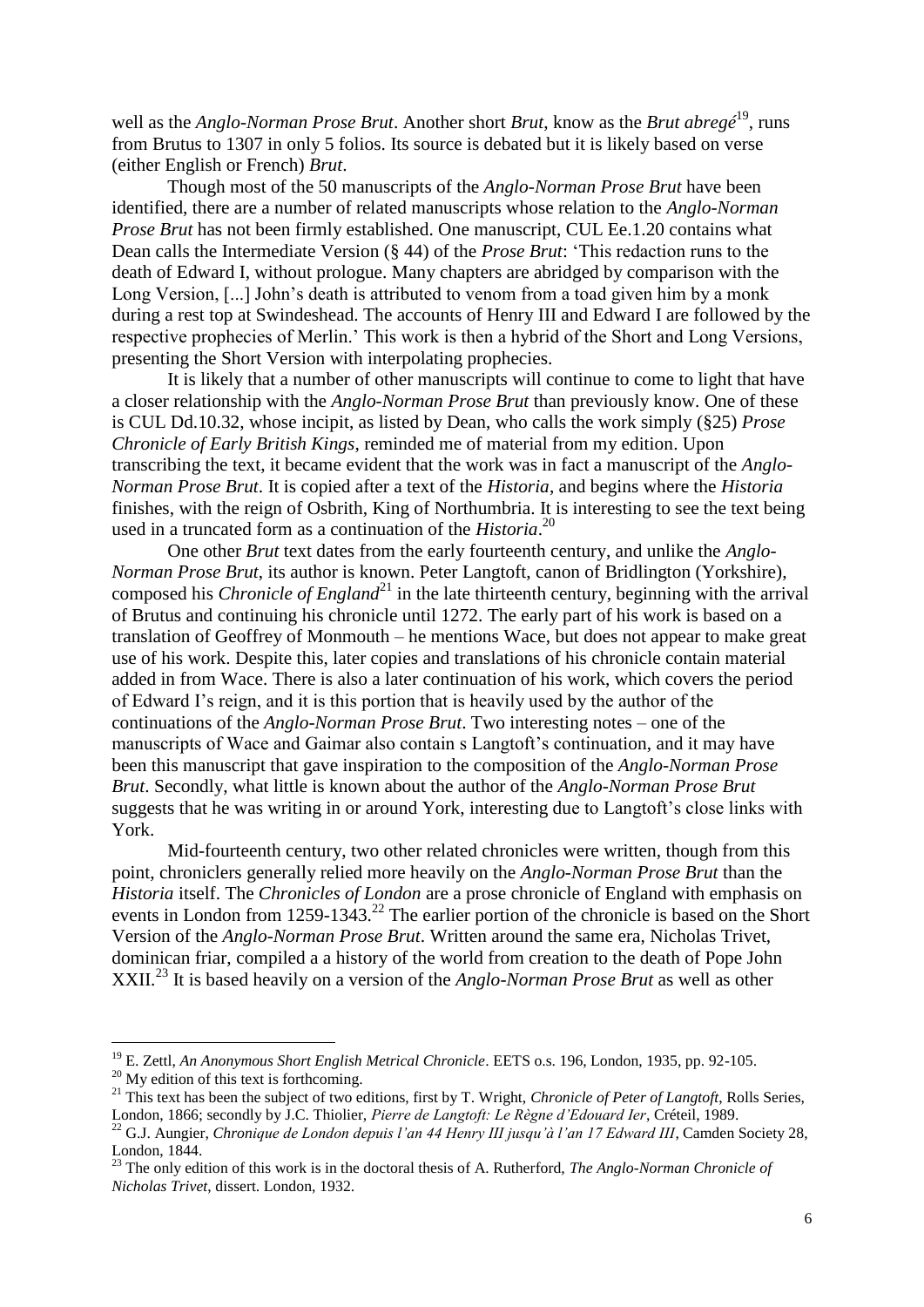well as the *Anglo-Norman Prose Brut*. Another short *Brut*, know as the *Brut abregé*[19], runs from Brutus to 1307 in only 5 folios. Its source is debated but it is likely based on verse (either English or French) *Brut*.

Though most of the 50 manuscripts of the *Anglo-Norman Prose Brut* have been identified, there are a number of related manuscripts whose relation to the *Anglo-Norman Prose Brut* has not been firmly established. One manuscript, CUL Ee.1.20 contains what Dean calls the Intermediate Version (§ 44) of the *Prose Brut*: 'This redaction runs to the death of Edward I, without prologue. Many chapters are abridged by comparison with the Long Version, [...] John's death is attributed to venom from a toad given him by a monk during a rest top at Swindeshead. The accounts of Henry III and Edward I are followed by the respective prophecies of Merlin.' This work is then a hybrid of the Short and Long Versions, presenting the Short Version with interpolating prophecies.

It is likely that a number of other manuscripts will continue to come to light that have a closer relationship with the *Anglo-Norman Prose Brut* than previously know. One of these is CUL Dd.10.32, whose incipit, as listed by Dean, who calls the work simply (§25) *Prose Chronicle of Early British Kings*, reminded me of material from my edition. Upon transcribing the text, it became evident that the work was in fact a manuscript of the *Anglo-Norman Prose Brut*. It is copied after a text of the *Historia*, and begins where the *Historia* finishes, with the reign of Osbrith, King of Northumbria. It is interesting to see the text being used in a truncated form as a continuation of the *Historia*.[20]

One other *Brut* text dates from the early fourteenth century, and unlike the *Anglo-Norman Prose Brut*, its author is known. Peter Langtoft, canon of Bridlington (Yorkshire), composed his *Chronicle of England*[21] in the late thirteenth century, beginning with the arrival of Brutus and continuing his chronicle until 1272. The early part of his work is based on a translation of Geoffrey of Monmouth – he mentions Wace, but does not appear to make great use of his work. Despite this, later copies and translations of his chronicle contain material added in from Wace. There is also a later continuation of his work, which covers the period of Edward I's reign, and it is this portion that is heavily used by the author of the continuations of the *Anglo-Norman Prose Brut*. Two interesting notes – one of the manuscripts of Wace and Gaimar also contain s Langtoft's continuation, and it may have been this manuscript that gave inspiration to the composition of the *Anglo-Norman Prose Brut*. Secondly, what little is known about the author of the *Anglo-Norman Prose Brut* suggests that he was writing in or around York, interesting due to Langtoft's close links with York.

Mid-fourteenth century, two other related chronicles were written, though from this point, chroniclers generally relied more heavily on the *Anglo-Norman Prose Brut* than the *Historia* itself. The *Chronicles of London* are a prose chronicle of England with emphasis on events in London from 1259-1343.[22] The earlier portion of the chronicle is based on the Short Version of the *Anglo-Norman Prose Brut*. Written around the same era, Nicholas Trivet, dominican friar, compiled a a history of the world from creation to the death of Pope John XXII.[23] It is based heavily on a version of the *Anglo-Norman Prose Brut* as well as other

---

[19] E. Zettl, *An Anonymous Short English Metrical Chronicle*. EETS o.s. 196, London, 1935, pp. 92-105.

[20] My edition of this text is forthcoming.

[21] This text has been the subject of two editions, first by T. Wright, *Chronicle of Peter of Langtoft*, Rolls Series, London, 1866; secondly by J.C. Thiolier, *Pierre de Langtoft: Le Règne d'Edouard Ier*, Créteil, 1989.

[22] G.J. Aungier, *Chronique de London depuis l'an 44 Henry III jusqu'à l'an 17 Edward III*, Camden Society 28, London, 1844.

[23] The only edition of this work is in the doctoral thesis of A. Rutherford, *The Anglo-Norman Chronicle of Nicholas Trivet*, dissert. London, 1932.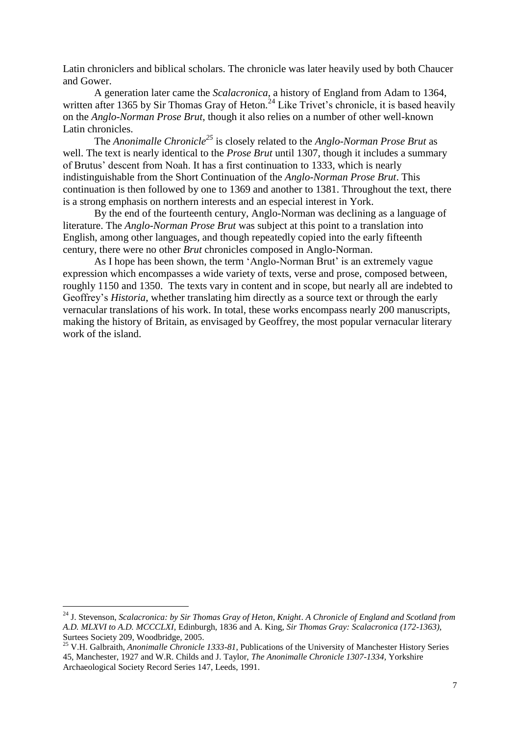Latin chroniclers and biblical scholars. The chronicle was later heavily used by both Chaucer and Gower.

A generation later came the *Scalacronica*, a history of England from Adam to 1364, written after 1365 by Sir Thomas Gray of Heton.[24] Like Trivet's chronicle, it is based heavily on the *Anglo-Norman Prose Brut*, though it also relies on a number of other well-known Latin chronicles.

The *Anonimalle Chronicle*[25] is closely related to the *Anglo-Norman Prose Brut* as well. The text is nearly identical to the *Prose Brut* until 1307, though it includes a summary of Brutus' descent from Noah. It has a first continuation to 1333, which is nearly indistinguishable from the Short Continuation of the *Anglo-Norman Prose Brut*. This continuation is then followed by one to 1369 and another to 1381. Throughout the text, there is a strong emphasis on northern interests and an especial interest in York.

By the end of the fourteenth century, Anglo-Norman was declining as a language of literature. The *Anglo-Norman Prose Brut* was subject at this point to a translation into English, among other languages, and though repeatedly copied into the early fifteenth century, there were no other *Brut* chronicles composed in Anglo-Norman.

As I hope has been shown, the term 'Anglo-Norman Brut' is an extremely vague expression which encompasses a wide variety of texts, verse and prose, composed between, roughly 1150 and 1350. The texts vary in content and in scope, but nearly all are indebted to Geoffrey's *Historia*, whether translating him directly as a source text or through the early vernacular translations of his work. In total, these works encompass nearly 200 manuscripts, making the history of Britain, as envisaged by Geoffrey, the most popular vernacular literary work of the island.

---

[24] J. Stevenson, *Scalacronica: by Sir Thomas Gray of Heton, Knight*. *A Chronicle of England and Scotland from A.D. MLXVI to A.D. MCCCLXI,* Edinburgh, 1836 and A. King, *Sir Thomas Gray: Scalacronica (172-1363)*, Surtees Society 209, Woodbridge, 2005.

[25] V.H. Galbraith, *Anonimalle Chronicle 1333-81,* Publications of the University of Manchester History Series 45, Manchester, 1927 and W.R. Childs and J. Taylor, *The Anonimalle Chronicle 1307-1334,* Yorkshire Archaeological Society Record Series 147, Leeds, 1991.